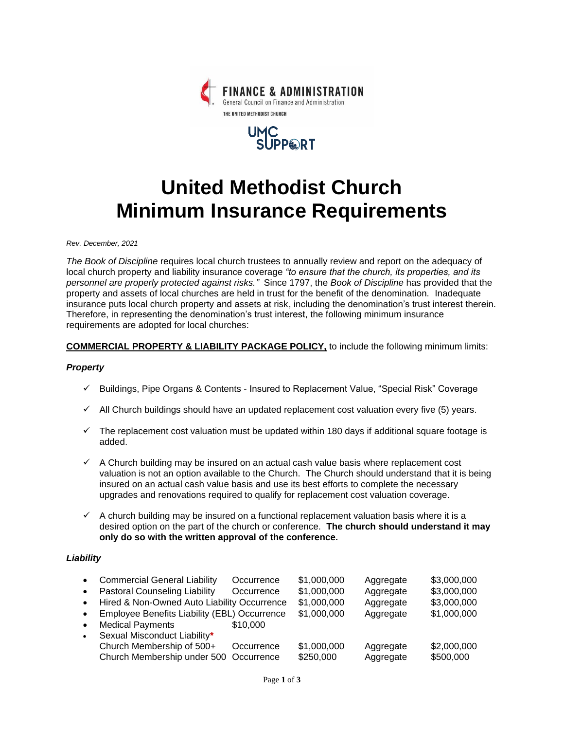FINANCE & ADMINISTRATION
General Council on Finance and Administration
THE UNITED METHODIST CHURCH

UMC SUPPORT

# United Methodist Church Minimum Insurance Requirements

*Rev. December, 2021*

*The Book of Discipline* requires local church trustees to annually review and report on the adequacy of local church property and liability insurance coverage *"to ensure that the church, its properties, and its personnel are properly protected against risks."* Since 1797, the *Book of Discipline* has provided that the property and assets of local churches are held in trust for the benefit of the denomination. Inadequate insurance puts local church property and assets at risk, including the denomination's trust interest therein. Therefore, in representing the denomination's trust interest, the following minimum insurance requirements are adopted for local churches:

**COMMERCIAL PROPERTY & LIABILITY PACKAGE POLICY,** to include the following minimum limits:

### *Property*

- ✓ Buildings, Pipe Organs & Contents - Insured to Replacement Value, "Special Risk" Coverage
- ✓ All Church buildings should have an updated replacement cost valuation every five (5) years.
- ✓ The replacement cost valuation must be updated within 180 days if additional square footage is added.
- ✓ A Church building may be insured on an actual cash value basis where replacement cost valuation is not an option available to the Church. The Church should understand that it is being insured on an actual cash value basis and use its best efforts to complete the necessary upgrades and renovations required to qualify for replacement cost valuation coverage.
- ✓ A church building may be insured on a functional replacement valuation basis where it is a desired option on the part of the church or conference. **The church should understand it may only do so with the written approval of the conference.**

### *Liability*

| Coverage | | | | |
|---|---|---|---|---|
| • Commercial General Liability | Occurrence | $1,000,000 | Aggregate | $3,000,000 |
| • Pastoral Counseling Liability | Occurrence | $1,000,000 | Aggregate | $3,000,000 |
| • Hired & Non-Owned Auto Liability | Occurrence | $1,000,000 | Aggregate | $3,000,000 |
| • Employee Benefits Liability (EBL) | Occurrence | $1,000,000 | Aggregate | $1,000,000 |
| • Medical Payments | $10,000 | | | |
| • Sexual Misconduct Liability* | | | | |
| Church Membership of 500+ | Occurrence | $1,000,000 | Aggregate | $2,000,000 |
| Church Membership under 500 | Occurrence | $250,000 | Aggregate | $500,000 |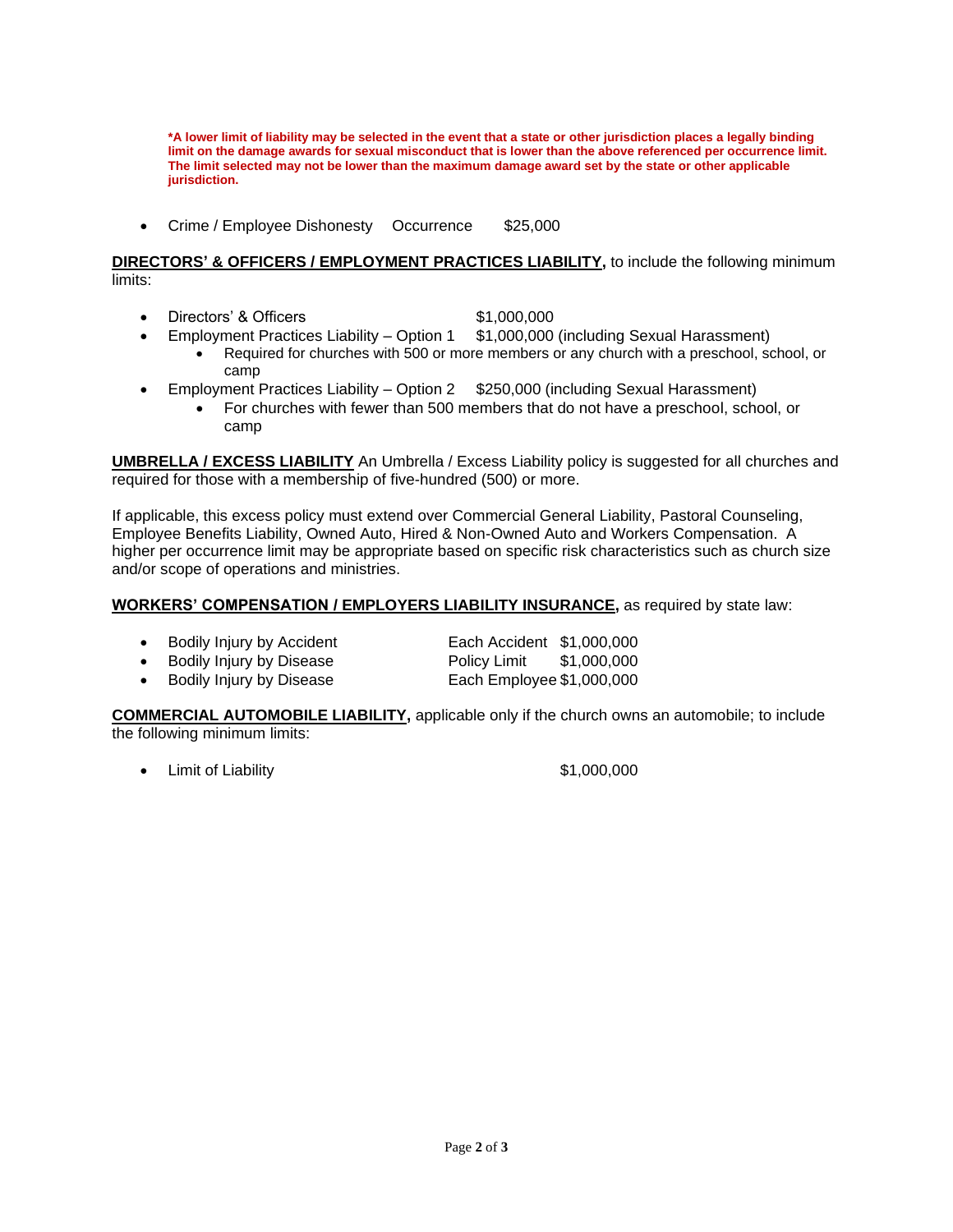**\*A lower limit of liability may be selected in the event that a state or other jurisdiction places a legally binding limit on the damage awards for sexual misconduct that is lower than the above referenced per occurrence limit. The limit selected may not be lower than the maximum damage award set by the state or other applicable jurisdiction.**

- Crime / Employee Dishonesty    Occurrence    $25,000

**DIRECTORS' & OFFICERS / EMPLOYMENT PRACTICES LIABILITY,** to include the following minimum limits:

- Directors' & Officers    $1,000,000
- Employment Practices Liability – Option 1    $1,000,000 (including Sexual Harassment)
  - Required for churches with 500 or more members or any church with a preschool, school, or camp
- Employment Practices Liability – Option 2    $250,000 (including Sexual Harassment)
  - For churches with fewer than 500 members that do not have a preschool, school, or camp

**UMBRELLA / EXCESS LIABILITY** An Umbrella / Excess Liability policy is suggested for all churches and required for those with a membership of five-hundred (500) or more.

If applicable, this excess policy must extend over Commercial General Liability, Pastoral Counseling, Employee Benefits Liability, Owned Auto, Hired & Non-Owned Auto and Workers Compensation. A higher per occurrence limit may be appropriate based on specific risk characteristics such as church size and/or scope of operations and ministries.

**WORKERS' COMPENSATION / EMPLOYERS LIABILITY INSURANCE,** as required by state law:

- Bodily Injury by Accident    Each Accident    $1,000,000
- Bodily Injury by Disease    Policy Limit    $1,000,000
- Bodily Injury by Disease    Each Employee    $1,000,000

**COMMERCIAL AUTOMOBILE LIABILITY,** applicable only if the church owns an automobile; to include the following minimum limits:

- Limit of Liability    $1,000,000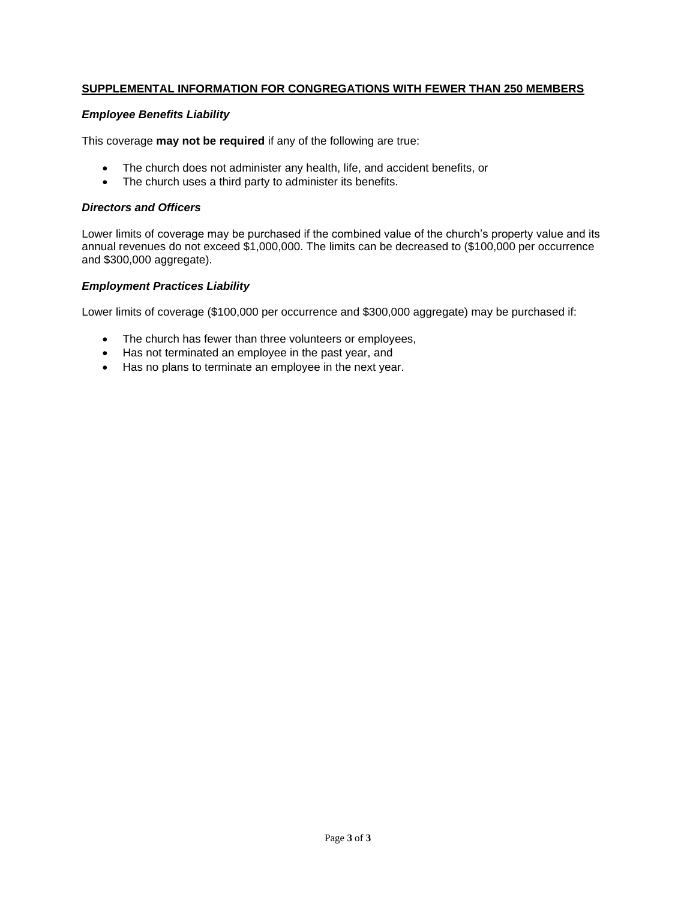## SUPPLEMENTAL INFORMATION FOR CONGREGATIONS WITH FEWER THAN 250 MEMBERS

### *Employee Benefits Liability*

This coverage **may not be required** if any of the following are true:

- The church does not administer any health, life, and accident benefits, or
- The church uses a third party to administer its benefits.

### *Directors and Officers*

Lower limits of coverage may be purchased if the combined value of the church's property value and its annual revenues do not exceed $1,000,000. The limits can be decreased to ($100,000 per occurrence and $300,000 aggregate).

### *Employment Practices Liability*

Lower limits of coverage ($100,000 per occurrence and $300,000 aggregate) may be purchased if:

- The church has fewer than three volunteers or employees,
- Has not terminated an employee in the past year, and
- Has no plans to terminate an employee in the next year.